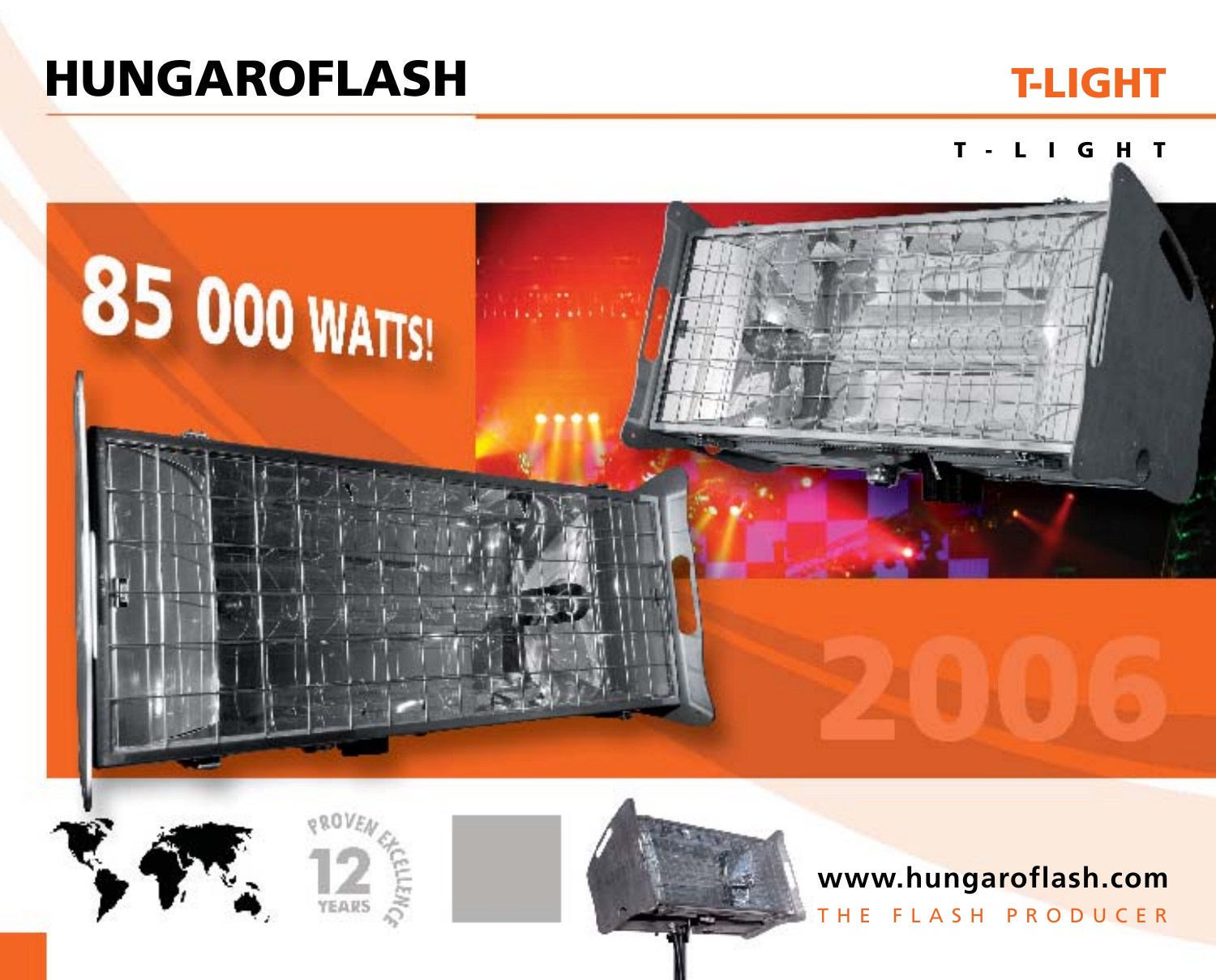# HUNGAROFLASH

## T-LIGHT

T - L I G H T

85 000 WATTS!

2006

PROVEN EXCELLENCE 12 YEARS

www.hungaroflash.com

THE FLASH PRODUCER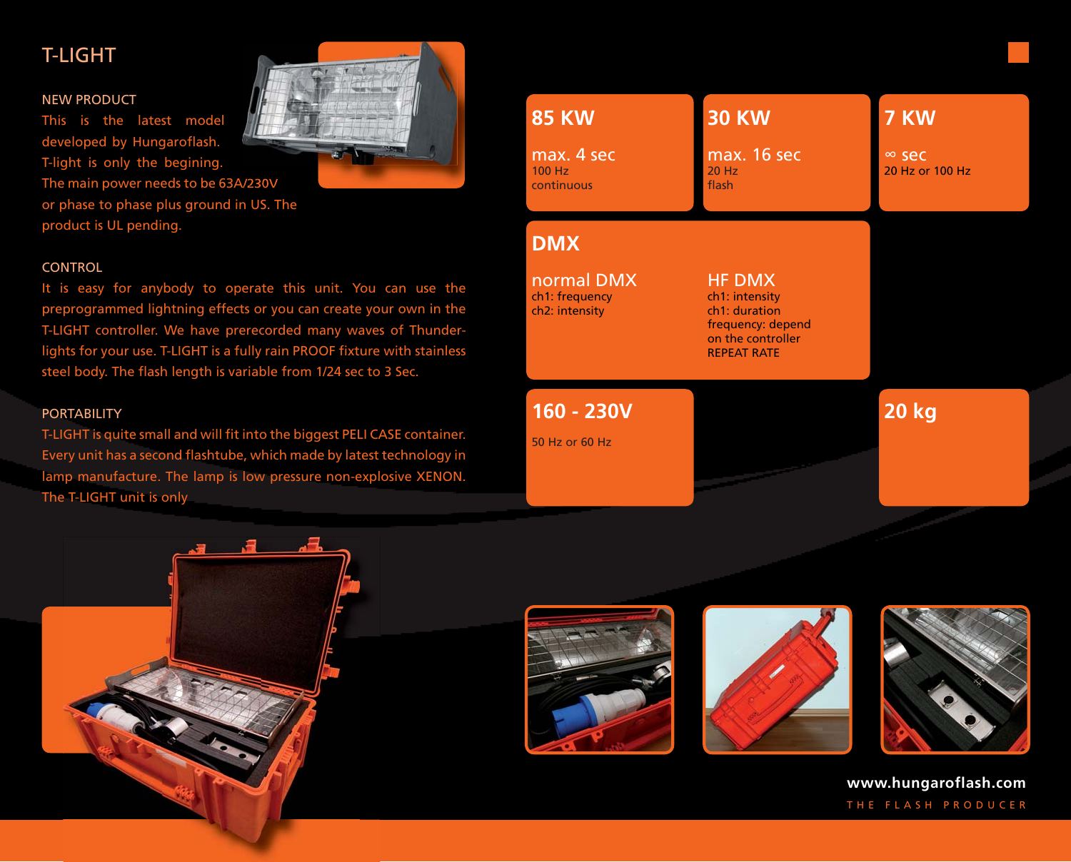# T-LIGHT

## NEW PRODUCT

This is the latest model developed by Hungaroflash. T-light is only the begining. The main power needs to be 63A/230V or phase to phase plus ground in US. The product is UL pending.

## CONTROL

It is easy for anybody to operate this unit. You can use the preprogrammed lightning effects or you can create your own in the T-LIGHT controller. We have prerecorded many waves of Thunder-lights for your use. T-LIGHT is a fully rain PROOF fixture with stainless steel body. The flash length is variable from 1/24 sec to 3 Sec.

## PORTABILITY

T-LIGHT is quite small and will fit into the biggest PELI CASE container. Every unit has a second flashtube, which made by latest technology in lamp manufacture. The lamp is low pressure non-explosive XENON. The T-LIGHT unit is only

**85 KW**
max. 4 sec
100 Hz
continuous

**30 KW**
max. 16 sec
20 Hz
flash

**7 KW**
∞ sec
20 Hz or 100 Hz

**DMX**

normal DMX
ch1: frequency
ch2: intensity

HF DMX
ch1: intensity
ch1: duration
frequency: depend on the controller
REPEAT RATE

**160 - 230V**
50 Hz or 60 Hz

**20 kg**

**www.hungaroflash.com**

THE FLASH PRODUCER